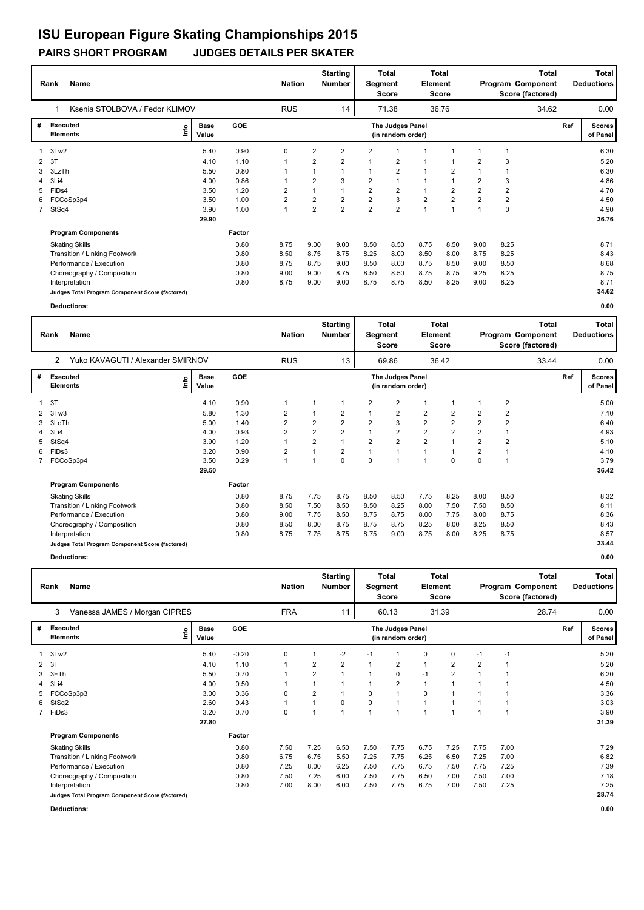# ISU European Figure Skating Championships 2015

## PAIRS SHORT PROGRAM JUDGES DETAILS PER SKATER

| Rank | Name | Nation | Starting Number | Total Segment Score | Total Element Score | Total Program Component Score (factored) | Total Deductions |
|---|---|---|---|---|---|---|---|
| 1 | Ksenia STOLBOVA / Fedor KLIMOV | RUS | 14 | 71.38 | 36.76 | 34.62 | 0.00 |

| # | Executed Elements | Info | Base Value | GOE | J1 | J2 | J3 | J4 | J5 | J6 | J7 | J8 | J9 | Ref | Scores of Panel |
|---|---|---|---|---|---|---|---|---|---|---|---|---|---|---|---|
| 1 | 3Tw2 | | 5.40 | 0.90 | 0 | 2 | 2 | 2 | 1 | 1 | 1 | 1 | 1 | | 6.30 |
| 2 | 3T | | 4.10 | 1.10 | 1 | 2 | 2 | 1 | 2 | 1 | 1 | 2 | 3 | | 5.20 |
| 3 | 3LzTh | | 5.50 | 0.80 | 1 | 1 | 1 | 1 | 2 | 1 | 2 | 1 | 1 | | 6.30 |
| 4 | 3Li4 | | 4.00 | 0.86 | 1 | 2 | 3 | 2 | 1 | 1 | 1 | 2 | 3 | | 4.86 |
| 5 | FiDs4 | | 3.50 | 1.20 | 2 | 1 | 1 | 2 | 2 | 1 | 2 | 2 | 2 | | 4.70 |
| 6 | FCCoSp3p4 | | 3.50 | 1.00 | 2 | 2 | 2 | 2 | 3 | 2 | 2 | 2 | 2 | | 4.50 |
| 7 | StSq4 | | 3.90 | 1.00 | 1 | 2 | 2 | 2 | 2 | 1 | 1 | 1 | 0 | | 4.90 |
| | | | 29.90 | | | | | | | | | | | | 36.76 |

| Program Components | Factor | J1 | J2 | J3 | J4 | J5 | J6 | J7 | J8 | J9 | Scores of Panel |
|---|---|---|---|---|---|---|---|---|---|---|---|
| Skating Skills | 0.80 | 8.75 | 9.00 | 9.00 | 8.50 | 8.50 | 8.75 | 8.50 | 9.00 | 8.25 | 8.71 |
| Transition / Linking Footwork | 0.80 | 8.50 | 8.75 | 8.75 | 8.25 | 8.00 | 8.50 | 8.00 | 8.75 | 8.25 | 8.43 |
| Performance / Execution | 0.80 | 8.75 | 8.75 | 9.00 | 8.50 | 8.00 | 8.75 | 8.50 | 9.00 | 8.50 | 8.68 |
| Choreography / Composition | 0.80 | 9.00 | 9.00 | 8.75 | 8.50 | 8.50 | 8.75 | 8.75 | 9.25 | 8.25 | 8.75 |
| Interpretation | 0.80 | 8.75 | 9.00 | 9.00 | 8.75 | 8.75 | 8.50 | 8.25 | 9.00 | 8.25 | 8.71 |
| Judges Total Program Component Score (factored) | | | | | | | | | | | 34.62 |

**Deductions:** 0.00

| Rank | Name | Nation | Starting Number | Total Segment Score | Total Element Score | Total Program Component Score (factored) | Total Deductions |
|---|---|---|---|---|---|---|---|
| 2 | Yuko KAVAGUTI / Alexander SMIRNOV | RUS | 13 | 69.86 | 36.42 | 33.44 | 0.00 |

| # | Executed Elements | Info | Base Value | GOE | J1 | J2 | J3 | J4 | J5 | J6 | J7 | J8 | J9 | Ref | Scores of Panel |
|---|---|---|---|---|---|---|---|---|---|---|---|---|---|---|---|
| 1 | 3T | | 4.10 | 0.90 | 1 | 1 | 1 | 2 | 2 | 1 | 1 | 1 | 2 | | 5.00 |
| 2 | 3Tw3 | | 5.80 | 1.30 | 2 | 1 | 2 | 1 | 2 | 2 | 2 | 2 | 2 | | 7.10 |
| 3 | 3LoTh | | 5.00 | 1.40 | 2 | 2 | 2 | 2 | 3 | 2 | 2 | 2 | 2 | | 6.40 |
| 4 | 3Li4 | | 4.00 | 0.93 | 2 | 2 | 2 | 1 | 2 | 2 | 2 | 2 | 1 | | 4.93 |
| 5 | StSq4 | | 3.90 | 1.20 | 1 | 2 | 1 | 2 | 2 | 2 | 1 | 2 | 2 | | 5.10 |
| 6 | FiDs3 | | 3.20 | 0.90 | 2 | 1 | 2 | 1 | 1 | 1 | 1 | 2 | 1 | | 4.10 |
| 7 | FCCoSp3p4 | | 3.50 | 0.29 | 1 | 1 | 0 | 0 | 1 | 1 | 0 | 0 | 1 | | 3.79 |
| | | | 29.50 | | | | | | | | | | | | 36.42 |

| Program Components | Factor | J1 | J2 | J3 | J4 | J5 | J6 | J7 | J8 | J9 | Scores of Panel |
|---|---|---|---|---|---|---|---|---|---|---|---|
| Skating Skills | 0.80 | 8.75 | 7.75 | 8.75 | 8.50 | 8.50 | 7.75 | 8.25 | 8.00 | 8.50 | 8.32 |
| Transition / Linking Footwork | 0.80 | 8.50 | 7.50 | 8.50 | 8.50 | 8.25 | 8.00 | 7.50 | 7.50 | 8.50 | 8.11 |
| Performance / Execution | 0.80 | 9.00 | 7.75 | 8.50 | 8.75 | 8.75 | 8.00 | 7.75 | 8.00 | 8.75 | 8.36 |
| Choreography / Composition | 0.80 | 8.50 | 8.00 | 8.75 | 8.75 | 8.75 | 8.25 | 8.00 | 8.25 | 8.50 | 8.43 |
| Interpretation | 0.80 | 8.75 | 7.75 | 8.75 | 8.75 | 9.00 | 8.75 | 8.00 | 8.25 | 8.75 | 8.57 |
| Judges Total Program Component Score (factored) | | | | | | | | | | | 33.44 |

**Deductions:** 0.00

| Rank | Name | Nation | Starting Number | Total Segment Score | Total Element Score | Total Program Component Score (factored) | Total Deductions |
|---|---|---|---|---|---|---|---|
| 3 | Vanessa JAMES / Morgan CIPRES | FRA | 11 | 60.13 | 31.39 | 28.74 | 0.00 |

| # | Executed Elements | Info | Base Value | GOE | J1 | J2 | J3 | J4 | J5 | J6 | J7 | J8 | J9 | Ref | Scores of Panel |
|---|---|---|---|---|---|---|---|---|---|---|---|---|---|---|---|
| 1 | 3Tw2 | | 5.40 | -0.20 | 0 | 1 | -2 | -1 | 1 | 0 | 0 | -1 | -1 | | 5.20 |
| 2 | 3T | | 4.10 | 1.10 | 1 | 2 | 2 | 1 | 2 | 1 | 2 | 2 | 1 | | 5.20 |
| 3 | 3FTh | | 5.50 | 0.70 | 1 | 2 | 1 | 1 | 0 | -1 | 2 | 1 | 1 | | 6.20 |
| 4 | 3Li4 | | 4.00 | 0.50 | 1 | 1 | 1 | 1 | 2 | 1 | 1 | 1 | 1 | | 4.50 |
| 5 | FCCoSp3p3 | | 3.00 | 0.36 | 0 | 2 | 1 | 0 | 1 | 0 | 1 | 1 | 1 | | 3.36 |
| 6 | StSq2 | | 2.60 | 0.43 | 1 | 1 | 0 | 0 | 1 | 1 | 1 | 1 | 1 | | 3.03 |
| 7 | FiDs3 | | 3.20 | 0.70 | 0 | 1 | 1 | 1 | 1 | 1 | 1 | 1 | 1 | | 3.90 |
| | | | 27.80 | | | | | | | | | | | | 31.39 |

| Program Components | Factor | J1 | J2 | J3 | J4 | J5 | J6 | J7 | J8 | J9 | Scores of Panel |
|---|---|---|---|---|---|---|---|---|---|---|---|
| Skating Skills | 0.80 | 7.50 | 7.25 | 6.50 | 7.50 | 7.75 | 6.75 | 7.25 | 7.75 | 7.00 | 7.29 |
| Transition / Linking Footwork | 0.80 | 6.75 | 6.75 | 5.50 | 7.25 | 7.75 | 6.25 | 6.50 | 7.25 | 7.00 | 6.82 |
| Performance / Execution | 0.80 | 7.25 | 8.00 | 6.25 | 7.50 | 7.75 | 6.75 | 7.50 | 7.75 | 7.25 | 7.39 |
| Choreography / Composition | 0.80 | 7.50 | 7.25 | 6.00 | 7.50 | 7.75 | 6.50 | 7.00 | 7.50 | 7.00 | 7.18 |
| Interpretation | 0.80 | 7.00 | 8.00 | 6.00 | 7.50 | 7.75 | 6.75 | 7.00 | 7.50 | 7.25 | 7.25 |
| Judges Total Program Component Score (factored) | | | | | | | | | | | 28.74 |

**Deductions:** 0.00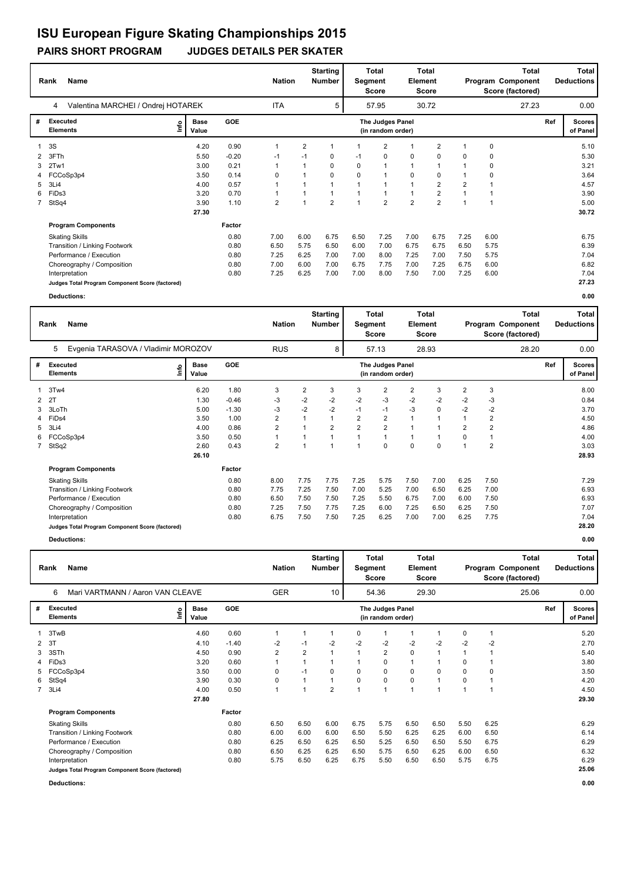# ISU European Figure Skating Championships 2015

## PAIRS SHORT PROGRAM JUDGES DETAILS PER SKATER

| Rank | Name | Nation | Starting Number | Total Segment Score | Total Element Score | Total Program Component Score (factored) | Total Deductions |
|---|---|---|---|---|---|---|---|
| 4 | Valentina MARCHEI / Ondrej HOTAREK | ITA | 5 | 57.95 | 30.72 | 27.23 | 0.00 |

| # | Executed Elements | Info | Base Value | GOE | J1 | J2 | J3 | J4 | J5 | J6 | J7 | J8 | J9 | Ref | Scores of Panel |
|---|---|---|---|---|---|---|---|---|---|---|---|---|---|---|---|
| 1 | 3S | | 4.20 | 0.90 | 1 | 2 | 1 | 1 | 2 | 1 | 2 | 1 | 0 | | 5.10 |
| 2 | 3FTh | | 5.50 | -0.20 | -1 | -1 | 0 | -1 | 0 | 0 | 0 | 0 | 0 | | 5.30 |
| 3 | 2Tw1 | | 3.00 | 0.21 | 1 | 1 | 0 | 0 | 1 | 1 | 1 | 1 | 0 | | 3.21 |
| 4 | FCCoSp3p4 | | 3.50 | 0.14 | 0 | 1 | 0 | 0 | 1 | 0 | 0 | 1 | 0 | | 3.64 |
| 5 | 3Li4 | | 4.00 | 0.57 | 1 | 1 | 1 | 1 | 1 | 1 | 2 | 2 | 1 | | 4.57 |
| 6 | FiDs3 | | 3.20 | 0.70 | 1 | 1 | 1 | 1 | 1 | 1 | 2 | 1 | 1 | | 3.90 |
| 7 | StSq4 | | 3.90 | 1.10 | 2 | 1 | 2 | 1 | 2 | 2 | 2 | 1 | 1 | | 5.00 |
| | | | 27.30 | | | | | | | | | | | | 30.72 |

| Program Components | Factor | J1 | J2 | J3 | J4 | J5 | J6 | J7 | J8 | J9 | Scores of Panel |
|---|---|---|---|---|---|---|---|---|---|---|---|
| Skating Skills | 0.80 | 7.00 | 6.00 | 6.75 | 6.50 | 7.25 | 7.00 | 6.75 | 7.25 | 6.00 | 6.75 |
| Transition / Linking Footwork | 0.80 | 6.50 | 5.75 | 6.50 | 6.00 | 7.00 | 6.75 | 6.75 | 6.50 | 5.75 | 6.39 |
| Performance / Execution | 0.80 | 7.25 | 6.25 | 7.00 | 7.00 | 8.00 | 7.25 | 7.00 | 7.50 | 5.75 | 7.04 |
| Choreography / Composition | 0.80 | 7.00 | 6.00 | 7.00 | 6.75 | 7.75 | 7.00 | 7.25 | 6.75 | 6.00 | 6.82 |
| Interpretation | 0.80 | 7.25 | 6.25 | 7.00 | 7.00 | 8.00 | 7.50 | 7.00 | 7.25 | 6.00 | 7.04 |
| Judges Total Program Component Score (factored) | | | | | | | | | | | 27.23 |
| Deductions: | | | | | | | | | | | 0.00 |

| Rank | Name | Nation | Starting Number | Total Segment Score | Total Element Score | Total Program Component Score (factored) | Total Deductions |
|---|---|---|---|---|---|---|---|
| 5 | Evgenia TARASOVA / Vladimir MOROZOV | RUS | 8 | 57.13 | 28.93 | 28.20 | 0.00 |

| # | Executed Elements | Info | Base Value | GOE | J1 | J2 | J3 | J4 | J5 | J6 | J7 | J8 | J9 | Ref | Scores of Panel |
|---|---|---|---|---|---|---|---|---|---|---|---|---|---|---|---|
| 1 | 3Tw4 | | 6.20 | 1.80 | 3 | 2 | 3 | 3 | 2 | 2 | 3 | 2 | 3 | | 8.00 |
| 2 | 2T | | 1.30 | -0.46 | -3 | -2 | -2 | -2 | -3 | -2 | -2 | -2 | -3 | | 0.84 |
| 3 | 3LoTh | | 5.00 | -1.30 | -3 | -2 | -2 | -1 | -1 | -3 | 0 | -2 | -2 | | 3.70 |
| 4 | FiDs4 | | 3.50 | 1.00 | 2 | 1 | 1 | 2 | 2 | 1 | 1 | 1 | 2 | | 4.50 |
| 5 | 3Li4 | | 4.00 | 0.86 | 2 | 1 | 2 | 2 | 2 | 1 | 1 | 2 | 2 | | 4.86 |
| 6 | FCCoSp3p4 | | 3.50 | 0.50 | 1 | 1 | 1 | 1 | 1 | 1 | 1 | 0 | 1 | | 4.00 |
| 7 | StSq2 | | 2.60 | 0.43 | 2 | 1 | 1 | 1 | 0 | 0 | 0 | 1 | 2 | | 3.03 |
| | | | 26.10 | | | | | | | | | | | | 28.93 |

| Program Components | Factor | J1 | J2 | J3 | J4 | J5 | J6 | J7 | J8 | J9 | Scores of Panel |
|---|---|---|---|---|---|---|---|---|---|---|---|
| Skating Skills | 0.80 | 8.00 | 7.75 | 7.75 | 7.25 | 5.75 | 7.50 | 7.00 | 6.25 | 7.50 | 7.29 |
| Transition / Linking Footwork | 0.80 | 7.75 | 7.25 | 7.50 | 7.00 | 5.25 | 7.00 | 6.50 | 6.25 | 7.00 | 6.93 |
| Performance / Execution | 0.80 | 6.50 | 7.50 | 7.50 | 7.25 | 5.50 | 6.75 | 7.00 | 6.00 | 7.50 | 6.93 |
| Choreography / Composition | 0.80 | 7.25 | 7.50 | 7.75 | 7.25 | 6.00 | 7.25 | 6.50 | 6.25 | 7.50 | 7.07 |
| Interpretation | 0.80 | 6.75 | 7.50 | 7.50 | 7.25 | 6.25 | 7.00 | 7.00 | 6.25 | 7.75 | 7.04 |
| Judges Total Program Component Score (factored) | | | | | | | | | | | 28.20 |
| Deductions: | | | | | | | | | | | 0.00 |

| Rank | Name | Nation | Starting Number | Total Segment Score | Total Element Score | Total Program Component Score (factored) | Total Deductions |
|---|---|---|---|---|---|---|---|
| 6 | Mari VARTMANN / Aaron VAN CLEAVE | GER | 10 | 54.36 | 29.30 | 25.06 | 0.00 |

| # | Executed Elements | Info | Base Value | GOE | J1 | J2 | J3 | J4 | J5 | J6 | J7 | J8 | J9 | Ref | Scores of Panel |
|---|---|---|---|---|---|---|---|---|---|---|---|---|---|---|---|
| 1 | 3TwB | | 4.60 | 0.60 | 1 | 1 | 1 | 0 | 1 | 1 | 1 | 0 | 1 | | 5.20 |
| 2 | 3T | | 4.10 | -1.40 | -2 | -1 | -2 | -2 | -2 | -2 | -2 | -2 | -2 | | 2.70 |
| 3 | 3STh | | 4.50 | 0.90 | 2 | 2 | 1 | 1 | 2 | 0 | 1 | 1 | 1 | | 5.40 |
| 4 | FiDs3 | | 3.20 | 0.60 | 1 | 1 | 1 | 1 | 0 | 1 | 1 | 0 | 1 | | 3.80 |
| 5 | FCCoSp3p4 | | 3.50 | 0.00 | 0 | -1 | 0 | 0 | 0 | 0 | 0 | 0 | 0 | | 3.50 |
| 6 | StSq4 | | 3.90 | 0.30 | 0 | 1 | 1 | 0 | 0 | 0 | 1 | 0 | 1 | | 4.20 |
| 7 | 3Li4 | | 4.00 | 0.50 | 1 | 1 | 2 | 1 | 1 | 1 | 1 | 1 | 1 | | 4.50 |
| | | | 27.80 | | | | | | | | | | | | 29.30 |

| Program Components | Factor | J1 | J2 | J3 | J4 | J5 | J6 | J7 | J8 | J9 | Scores of Panel |
|---|---|---|---|---|---|---|---|---|---|---|---|
| Skating Skills | 0.80 | 6.50 | 6.50 | 6.00 | 6.75 | 5.75 | 6.50 | 6.50 | 5.50 | 6.25 | 6.29 |
| Transition / Linking Footwork | 0.80 | 6.00 | 6.00 | 6.00 | 6.50 | 5.50 | 6.25 | 6.25 | 6.00 | 6.50 | 6.14 |
| Performance / Execution | 0.80 | 6.25 | 6.50 | 6.25 | 6.50 | 5.25 | 6.50 | 6.50 | 5.50 | 6.75 | 6.29 |
| Choreography / Composition | 0.80 | 6.50 | 6.25 | 6.25 | 6.50 | 5.75 | 6.50 | 6.25 | 6.00 | 6.50 | 6.32 |
| Interpretation | 0.80 | 5.75 | 6.50 | 6.25 | 6.75 | 5.50 | 6.50 | 6.50 | 5.75 | 6.75 | 6.29 |
| Judges Total Program Component Score (factored) | | | | | | | | | | | 25.06 |
| Deductions: | | | | | | | | | | | 0.00 |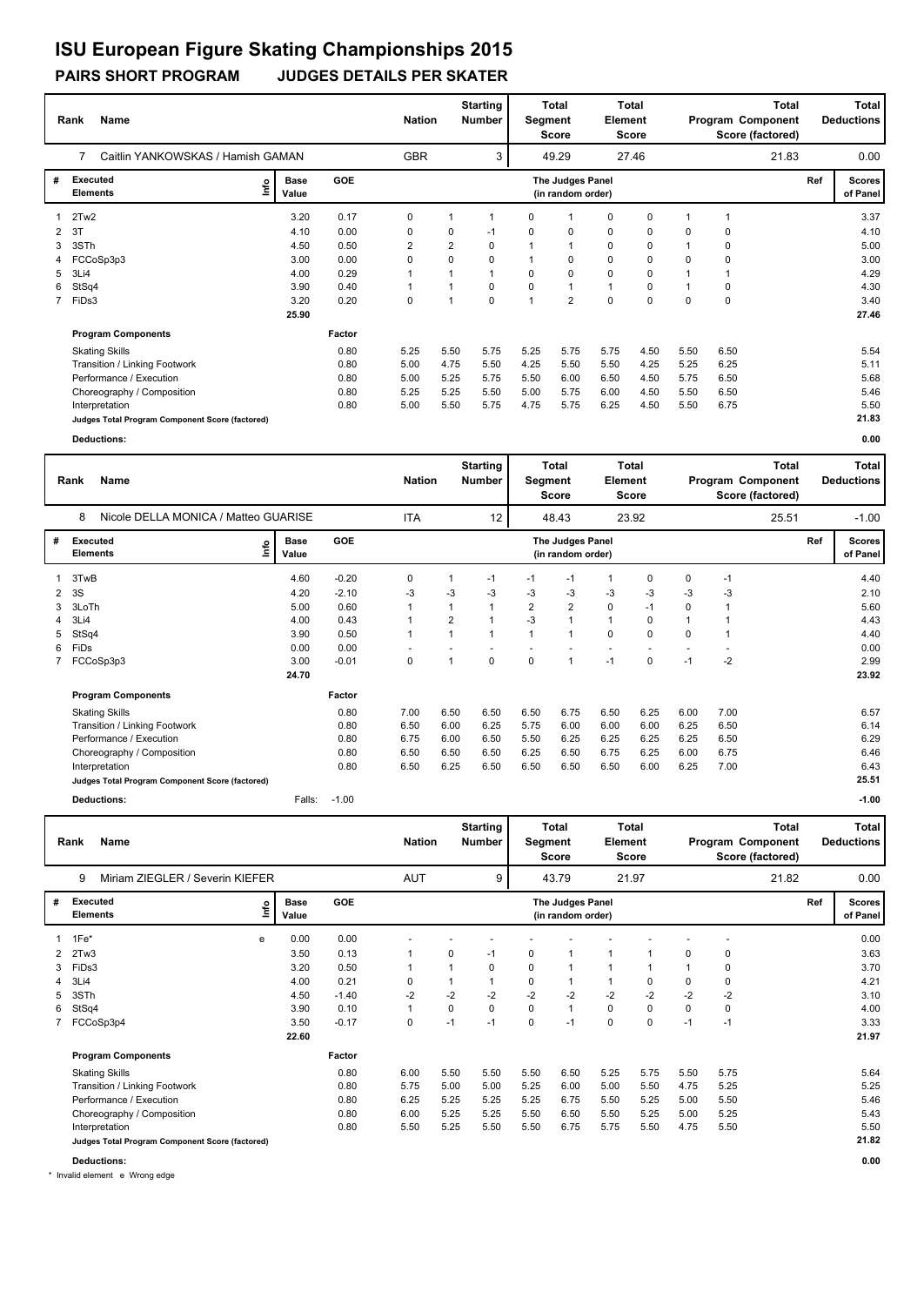# ISU European Figure Skating Championships 2015

## PAIRS SHORT PROGRAM JUDGES DETAILS PER SKATER

| Rank | Name | Nation | Starting Number | Total Segment Score | Total Element Score | Total Program Component Score (factored) | Total Deductions |
|---|---|---|---|---|---|---|---|
| 7 | Caitlin YANKOWSKAS / Hamish GAMAN | GBR | 3 | 49.29 | 27.46 | 21.83 | 0.00 |

| # | Executed Elements | Info | Base Value | GOE | J1 | J2 | J3 | J4 | J5 | J6 | J7 | J8 | J9 | Ref | Scores of Panel |
|---|---|---|---|---|---|---|---|---|---|---|---|---|---|---|---|
| 1 | 2Tw2 | | 3.20 | 0.17 | 0 | 1 | 1 | 0 | 1 | 0 | 0 | 1 | 1 | | 3.37 |
| 2 | 3T | | 4.10 | 0.00 | 0 | 0 | -1 | 0 | 0 | 0 | 0 | 0 | 0 | | 4.10 |
| 3 | 3STh | | 4.50 | 0.50 | 2 | 2 | 0 | 1 | 1 | 0 | 0 | 1 | 0 | | 5.00 |
| 4 | FCCoSp3p3 | | 3.00 | 0.00 | 0 | 0 | 0 | 1 | 0 | 0 | 0 | 0 | 0 | | 3.00 |
| 5 | 3Li4 | | 4.00 | 0.29 | 1 | 1 | 1 | 0 | 0 | 0 | 0 | 1 | 1 | | 4.29 |
| 6 | StSq4 | | 3.90 | 0.40 | 1 | 1 | 0 | 0 | 1 | 1 | 0 | 1 | 0 | | 4.30 |
| 7 | FiDs3 | | 3.20 | 0.20 | 0 | 1 | 0 | 1 | 2 | 0 | 0 | 0 | 0 | | 3.40 |
| | | | 25.90 | | | | | | | | | | | | 27.46 |

| Program Components | Factor | J1 | J2 | J3 | J4 | J5 | J6 | J7 | J8 | J9 | Scores of Panel |
|---|---|---|---|---|---|---|---|---|---|---|---|
| Skating Skills | 0.80 | 5.25 | 5.50 | 5.75 | 5.25 | 5.75 | 5.75 | 4.50 | 5.50 | 6.50 | 5.54 |
| Transition / Linking Footwork | 0.80 | 5.00 | 4.75 | 5.50 | 4.25 | 5.50 | 5.50 | 4.25 | 5.25 | 6.25 | 5.11 |
| Performance / Execution | 0.80 | 5.00 | 5.25 | 5.75 | 5.50 | 6.00 | 6.50 | 4.50 | 5.75 | 6.50 | 5.68 |
| Choreography / Composition | 0.80 | 5.25 | 5.25 | 5.50 | 5.00 | 5.75 | 6.00 | 4.50 | 5.50 | 6.50 | 5.46 |
| Interpretation | 0.80 | 5.00 | 5.50 | 5.75 | 4.75 | 5.75 | 6.25 | 4.50 | 5.50 | 6.75 | 5.50 |
| Judges Total Program Component Score (factored) | | | | | | | | | | | 21.83 |

Deductions: 0.00

| Rank | Name | Nation | Starting Number | Total Segment Score | Total Element Score | Total Program Component Score (factored) | Total Deductions |
|---|---|---|---|---|---|---|---|
| 8 | Nicole DELLA MONICA / Matteo GUARISE | ITA | 12 | 48.43 | 23.92 | 25.51 | -1.00 |

| # | Executed Elements | Info | Base Value | GOE | J1 | J2 | J3 | J4 | J5 | J6 | J7 | J8 | J9 | Ref | Scores of Panel |
|---|---|---|---|---|---|---|---|---|---|---|---|---|---|---|---|
| 1 | 3TwB | | 4.60 | -0.20 | 0 | 1 | -1 | -1 | -1 | 1 | 0 | 0 | -1 | | 4.40 |
| 2 | 3S | | 4.20 | -2.10 | -3 | -3 | -3 | -3 | -3 | -3 | -3 | -3 | -3 | | 2.10 |
| 3 | 3LoTh | | 5.00 | 0.60 | 1 | 1 | 1 | 2 | 2 | 0 | -1 | 0 | 1 | | 5.60 |
| 4 | 3Li4 | | 4.00 | 0.43 | 1 | 2 | 1 | -3 | 1 | 1 | 0 | 1 | 1 | | 4.43 |
| 5 | StSq4 | | 3.90 | 0.50 | 1 | 1 | 1 | 1 | 1 | 0 | 0 | 0 | 1 | | 4.40 |
| 6 | FiDs | | 0.00 | 0.00 | - | - | - | - | - | - | - | - | - | | 0.00 |
| 7 | FCCoSp3p3 | | 3.00 | -0.01 | 0 | 1 | 0 | 0 | 1 | -1 | 0 | -1 | -2 | | 2.99 |
| | | | 24.70 | | | | | | | | | | | | 23.92 |

| Program Components | Factor | J1 | J2 | J3 | J4 | J5 | J6 | J7 | J8 | J9 | Scores of Panel |
|---|---|---|---|---|---|---|---|---|---|---|---|
| Skating Skills | 0.80 | 7.00 | 6.50 | 6.50 | 6.50 | 6.75 | 6.50 | 6.25 | 6.00 | 7.00 | 6.57 |
| Transition / Linking Footwork | 0.80 | 6.50 | 6.00 | 6.25 | 5.75 | 6.00 | 6.00 | 6.00 | 6.25 | 6.50 | 6.14 |
| Performance / Execution | 0.80 | 6.75 | 6.00 | 6.50 | 5.50 | 6.25 | 6.25 | 6.25 | 6.25 | 6.50 | 6.29 |
| Choreography / Composition | 0.80 | 6.50 | 6.50 | 6.50 | 6.25 | 6.50 | 6.75 | 6.25 | 6.00 | 6.75 | 6.46 |
| Interpretation | 0.80 | 6.50 | 6.25 | 6.50 | 6.50 | 6.50 | 6.50 | 6.00 | 6.25 | 7.00 | 6.43 |
| Judges Total Program Component Score (factored) | | | | | | | | | | | 25.51 |

Deductions: Falls: -1.00 — -1.00

| Rank | Name | Nation | Starting Number | Total Segment Score | Total Element Score | Total Program Component Score (factored) | Total Deductions |
|---|---|---|---|---|---|---|---|
| 9 | Miriam ZIEGLER / Severin KIEFER | AUT | 9 | 43.79 | 21.97 | 21.82 | 0.00 |

| # | Executed Elements | Info | Base Value | GOE | J1 | J2 | J3 | J4 | J5 | J6 | J7 | J8 | J9 | Ref | Scores of Panel |
|---|---|---|---|---|---|---|---|---|---|---|---|---|---|---|---|
| 1 | 1Fe* | e | 0.00 | 0.00 | - | - | - | - | - | - | - | - | - | | 0.00 |
| 2 | 2Tw3 | | 3.50 | 0.13 | 1 | 0 | -1 | 0 | 1 | 1 | 1 | 0 | 0 | | 3.63 |
| 3 | FiDs3 | | 3.20 | 0.50 | 1 | 1 | 0 | 0 | 1 | 1 | 1 | 1 | 0 | | 3.70 |
| 4 | 3Li4 | | 4.00 | 0.21 | 0 | 1 | 1 | 0 | 1 | 1 | 0 | 0 | 0 | | 4.21 |
| 5 | 3STh | | 4.50 | -1.40 | -2 | -2 | -2 | -2 | -2 | -2 | -2 | -2 | -2 | | 3.10 |
| 6 | StSq4 | | 3.90 | 0.10 | 1 | 0 | 0 | 0 | 1 | 0 | 0 | 0 | 0 | | 4.00 |
| 7 | FCCoSp3p4 | | 3.50 | -0.17 | 0 | -1 | -1 | 0 | -1 | 0 | 0 | -1 | -1 | | 3.33 |
| | | | 22.60 | | | | | | | | | | | | 21.97 |

| Program Components | Factor | J1 | J2 | J3 | J4 | J5 | J6 | J7 | J8 | J9 | Scores of Panel |
|---|---|---|---|---|---|---|---|---|---|---|---|
| Skating Skills | 0.80 | 6.00 | 5.50 | 5.50 | 5.50 | 6.50 | 5.25 | 5.75 | 5.50 | 5.75 | 5.64 |
| Transition / Linking Footwork | 0.80 | 5.75 | 5.00 | 5.00 | 5.25 | 6.00 | 5.00 | 5.50 | 4.75 | 5.25 | 5.25 |
| Performance / Execution | 0.80 | 6.25 | 5.25 | 5.25 | 5.25 | 6.75 | 5.50 | 5.25 | 5.00 | 5.50 | 5.46 |
| Choreography / Composition | 0.80 | 6.00 | 5.25 | 5.25 | 5.50 | 6.50 | 5.50 | 5.25 | 5.00 | 5.25 | 5.43 |
| Interpretation | 0.80 | 5.50 | 5.25 | 5.50 | 5.50 | 6.75 | 5.75 | 5.50 | 4.75 | 5.50 | 5.50 |
| Judges Total Program Component Score (factored) | | | | | | | | | | | 21.82 |

Deductions: 0.00

\* Invalid element e Wrong edge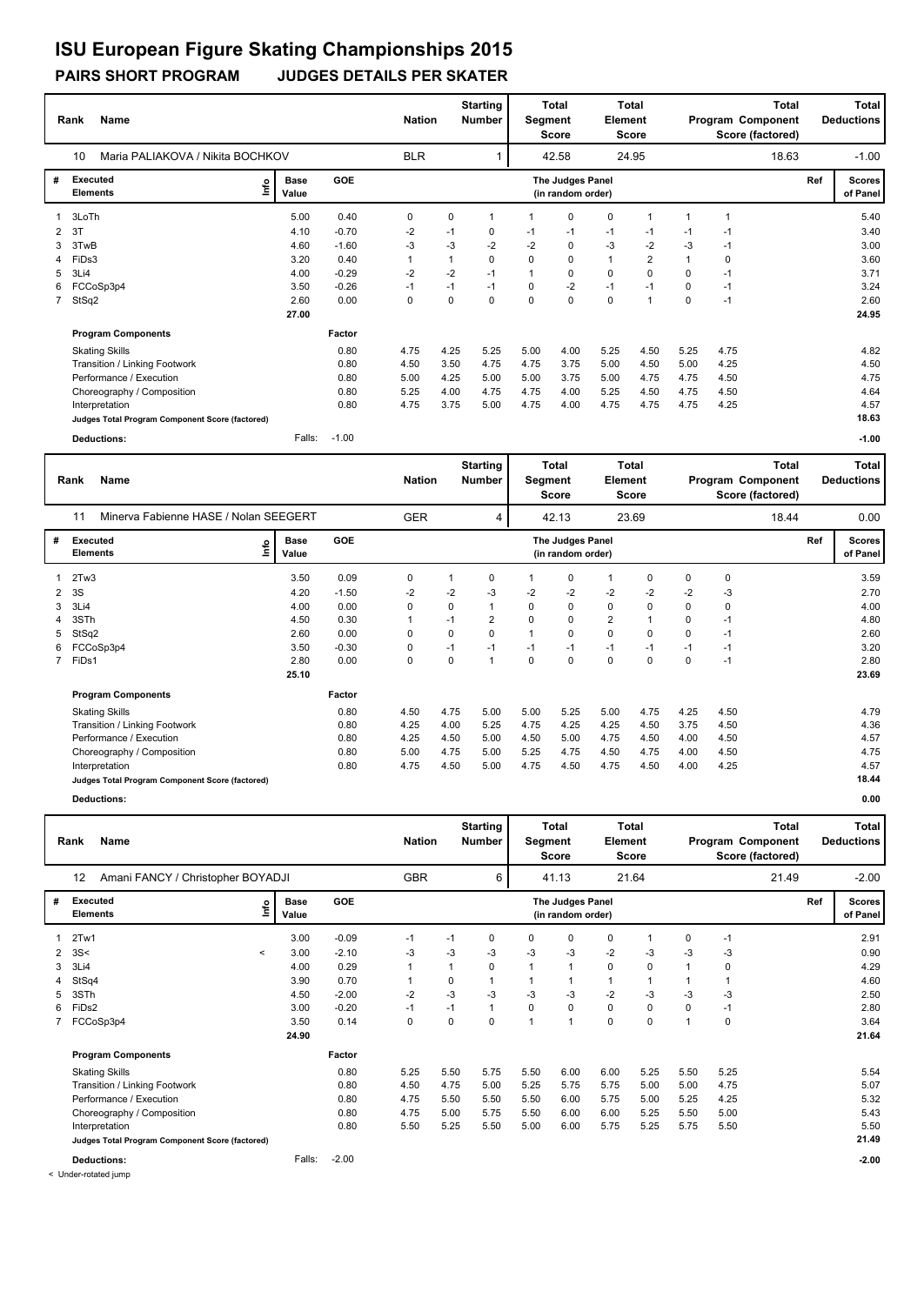# ISU European Figure Skating Championships 2015

## PAIRS SHORT PROGRAM JUDGES DETAILS PER SKATER

| Rank | Name | Nation | Starting Number | Total Segment Score | Total Element Score | Total Program Component Score (factored) | Total Deductions |
|---|---|---|---|---|---|---|---|
| 10 | Maria PALIAKOVA / Nikita BOCHKOV | BLR | 1 | 42.58 | 24.95 | 18.63 | -1.00 |

| # | Executed Elements | Info | Base Value | GOE | J1 | J2 | J3 | J4 | J5 | J6 | J7 | J8 | J9 | Ref | Scores of Panel |
|---|---|---|---|---|---|---|---|---|---|---|---|---|---|---|---|
| 1 | 3LoTh | | 5.00 | 0.40 | 0 | 0 | 1 | 1 | 0 | 0 | 1 | 1 | 1 | | 5.40 |
| 2 | 3T | | 4.10 | -0.70 | -2 | -1 | 0 | -1 | -1 | -1 | -1 | -1 | -1 | | 3.40 |
| 3 | 3TwB | | 4.60 | -1.60 | -3 | -3 | -2 | -2 | 0 | -3 | -2 | -3 | -1 | | 3.00 |
| 4 | FiDs3 | | 3.20 | 0.40 | 1 | 1 | 0 | 0 | 0 | 1 | 2 | 1 | 0 | | 3.60 |
| 5 | 3Li4 | | 4.00 | -0.29 | -2 | -2 | -1 | 1 | 0 | 0 | 0 | 0 | -1 | | 3.71 |
| 6 | FCCoSp3p4 | | 3.50 | -0.26 | -1 | -1 | -1 | 0 | -2 | -1 | -1 | 0 | -1 | | 3.24 |
| 7 | StSq2 | | 2.60 | 0.00 | 0 | 0 | 0 | 0 | 0 | 0 | 1 | 0 | -1 | | 2.60 |
| | | | 27.00 | | | | | | | | | | | | 24.95 |

| Program Components | Factor | J1 | J2 | J3 | J4 | J5 | J6 | J7 | J8 | J9 | Scores |
|---|---|---|---|---|---|---|---|---|---|---|---|
| Skating Skills | 0.80 | 4.75 | 4.25 | 5.25 | 5.00 | 4.00 | 5.25 | 4.50 | 5.25 | 4.75 | 4.82 |
| Transition / Linking Footwork | 0.80 | 4.50 | 3.50 | 4.75 | 4.75 | 3.75 | 5.00 | 4.50 | 5.00 | 4.25 | 4.50 |
| Performance / Execution | 0.80 | 5.00 | 4.25 | 5.00 | 5.00 | 3.75 | 5.00 | 4.75 | 4.75 | 4.50 | 4.75 |
| Choreography / Composition | 0.80 | 5.25 | 4.00 | 4.75 | 4.75 | 4.00 | 5.25 | 4.50 | 4.75 | 4.50 | 4.64 |
| Interpretation | 0.80 | 4.75 | 3.75 | 5.00 | 4.75 | 4.00 | 4.75 | 4.75 | 4.75 | 4.25 | 4.57 |
| Judges Total Program Component Score (factored) | | | | | | | | | | | 18.63 |
| Deductions: | Falls: -1.00 | | | | | | | | | | -1.00 |

| Rank | Name | Nation | Starting Number | Total Segment Score | Total Element Score | Total Program Component Score (factored) | Total Deductions |
|---|---|---|---|---|---|---|---|
| 11 | Minerva Fabienne HASE / Nolan SEEGERT | GER | 4 | 42.13 | 23.69 | 18.44 | 0.00 |

| # | Executed Elements | Info | Base Value | GOE | J1 | J2 | J3 | J4 | J5 | J6 | J7 | J8 | J9 | Ref | Scores of Panel |
|---|---|---|---|---|---|---|---|---|---|---|---|---|---|---|---|
| 1 | 2Tw3 | | 3.50 | 0.09 | 0 | 1 | 0 | 1 | 0 | 1 | 0 | 0 | 0 | | 3.59 |
| 2 | 3S | | 4.20 | -1.50 | -2 | -2 | -3 | -2 | -2 | -2 | -2 | -2 | -3 | | 2.70 |
| 3 | 3Li4 | | 4.00 | 0.00 | 0 | 0 | 1 | 0 | 0 | 0 | 0 | 0 | 0 | | 4.00 |
| 4 | 3STh | | 4.50 | 0.30 | 1 | -1 | 2 | 0 | 0 | 2 | 1 | 0 | -1 | | 4.80 |
| 5 | StSq2 | | 2.60 | 0.00 | 0 | 0 | 0 | 1 | 0 | 0 | 0 | 0 | -1 | | 2.60 |
| 6 | FCCoSp3p4 | | 3.50 | -0.30 | 0 | -1 | -1 | -1 | -1 | -1 | -1 | -1 | -1 | | 3.20 |
| 7 | FiDs1 | | 2.80 | 0.00 | 0 | 0 | 1 | 0 | 0 | 0 | 0 | 0 | -1 | | 2.80 |
| | | | 25.10 | | | | | | | | | | | | 23.69 |

| Program Components | Factor | J1 | J2 | J3 | J4 | J5 | J6 | J7 | J8 | J9 | Scores |
|---|---|---|---|---|---|---|---|---|---|---|---|
| Skating Skills | 0.80 | 4.50 | 4.75 | 5.00 | 5.00 | 5.25 | 5.00 | 4.75 | 4.25 | 4.50 | 4.79 |
| Transition / Linking Footwork | 0.80 | 4.25 | 4.00 | 5.25 | 4.75 | 4.25 | 4.25 | 4.50 | 3.75 | 4.50 | 4.36 |
| Performance / Execution | 0.80 | 4.25 | 4.50 | 5.00 | 4.50 | 5.00 | 4.75 | 4.50 | 4.00 | 4.50 | 4.57 |
| Choreography / Composition | 0.80 | 5.00 | 4.75 | 5.00 | 5.25 | 4.75 | 4.50 | 4.75 | 4.00 | 4.50 | 4.75 |
| Interpretation | 0.80 | 4.75 | 4.50 | 5.00 | 4.75 | 4.50 | 4.75 | 4.50 | 4.00 | 4.25 | 4.57 |
| Judges Total Program Component Score (factored) | | | | | | | | | | | 18.44 |
| Deductions: | | | | | | | | | | | 0.00 |

| Rank | Name | Nation | Starting Number | Total Segment Score | Total Element Score | Total Program Component Score (factored) | Total Deductions |
|---|---|---|---|---|---|---|---|
| 12 | Amani FANCY / Christopher BOYADJI | GBR | 6 | 41.13 | 21.64 | 21.49 | -2.00 |

| # | Executed Elements | Info | Base Value | GOE | J1 | J2 | J3 | J4 | J5 | J6 | J7 | J8 | J9 | Ref | Scores of Panel |
|---|---|---|---|---|---|---|---|---|---|---|---|---|---|---|---|
| 1 | 2Tw1 | | 3.00 | -0.09 | -1 | -1 | 0 | 0 | 0 | 0 | 1 | 0 | -1 | | 2.91 |
| 2 | 3S< | < | 3.00 | -2.10 | -3 | -3 | -3 | -3 | -3 | -2 | -3 | -3 | -3 | | 0.90 |
| 3 | 3Li4 | | 4.00 | 0.29 | 1 | 1 | 0 | 1 | 1 | 0 | 0 | 1 | 0 | | 4.29 |
| 4 | StSq4 | | 3.90 | 0.70 | 1 | 0 | 1 | 1 | 1 | 1 | 1 | 1 | 1 | | 4.60 |
| 5 | 3STh | | 4.50 | -2.00 | -2 | -3 | -3 | -3 | -3 | -2 | -3 | -3 | -3 | | 2.50 |
| 6 | FiDs2 | | 3.00 | -0.20 | -1 | -1 | 1 | 0 | 0 | 0 | 0 | 0 | -1 | | 2.80 |
| 7 | FCCoSp3p4 | | 3.50 | 0.14 | 0 | 0 | 0 | 1 | 1 | 0 | 0 | 1 | 0 | | 3.64 |
| | | | 24.90 | | | | | | | | | | | | 21.64 |

| Program Components | Factor | J1 | J2 | J3 | J4 | J5 | J6 | J7 | J8 | J9 | Scores |
|---|---|---|---|---|---|---|---|---|---|---|---|
| Skating Skills | 0.80 | 5.25 | 5.50 | 5.75 | 5.50 | 6.00 | 6.00 | 5.25 | 5.50 | 5.25 | 5.54 |
| Transition / Linking Footwork | 0.80 | 4.50 | 4.75 | 5.00 | 5.25 | 5.75 | 5.75 | 5.00 | 5.00 | 4.75 | 5.07 |
| Performance / Execution | 0.80 | 4.75 | 5.50 | 5.50 | 5.50 | 6.00 | 5.75 | 5.00 | 5.25 | 4.25 | 5.32 |
| Choreography / Composition | 0.80 | 4.75 | 5.00 | 5.75 | 5.50 | 6.00 | 6.00 | 5.25 | 5.50 | 5.00 | 5.43 |
| Interpretation | 0.80 | 5.50 | 5.25 | 5.50 | 5.00 | 6.00 | 5.75 | 5.25 | 5.75 | 5.50 | 5.50 |
| Judges Total Program Component Score (factored) | | | | | | | | | | | 21.49 |
| Deductions: | Falls: -2.00 | | | | | | | | | | -2.00 |

< Under-rotated jump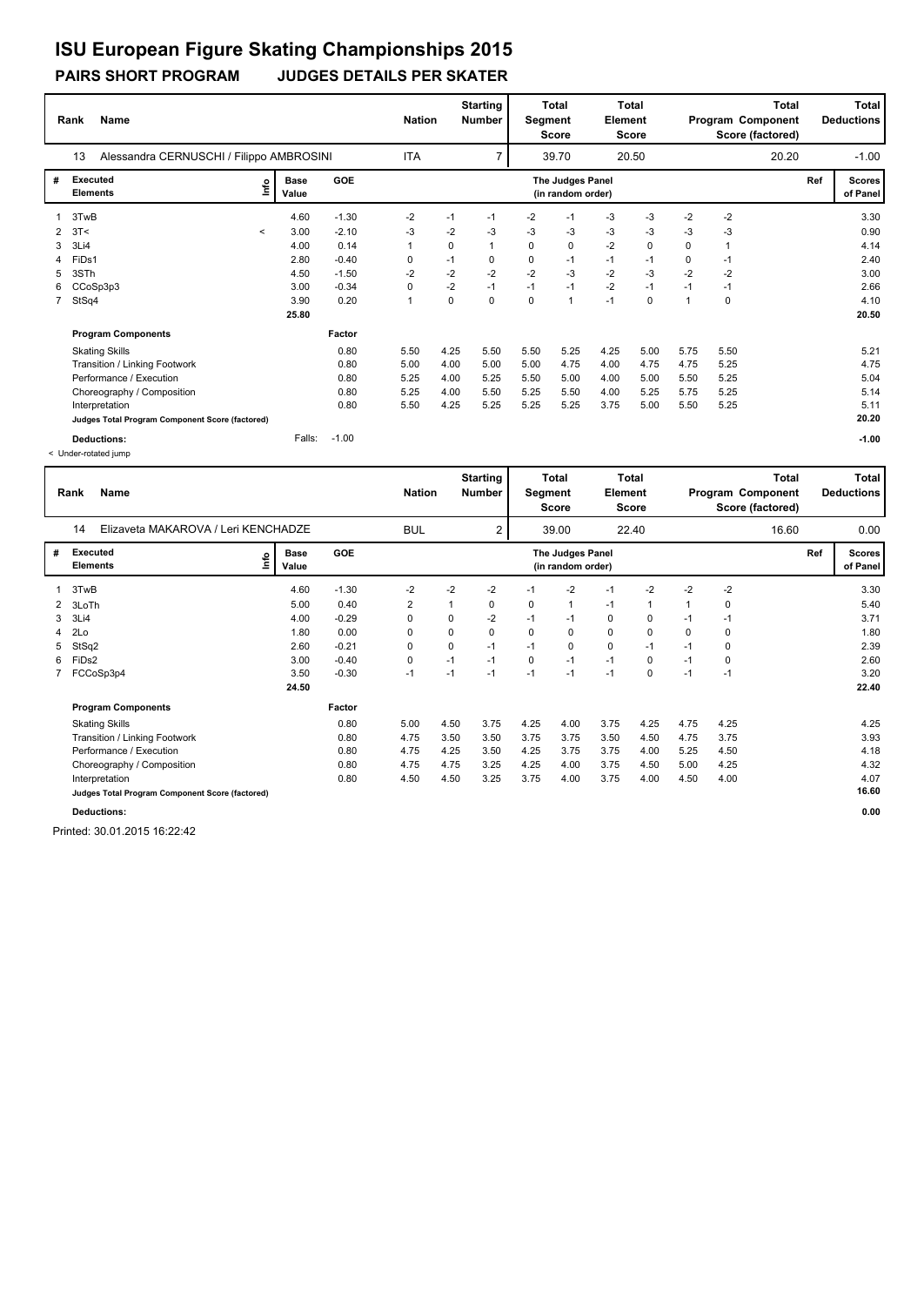# ISU European Figure Skating Championships 2015

**PAIRS SHORT PROGRAM JUDGES DETAILS PER SKATER**

| Rank | Name | Nation | Starting Number | Total Segment Score | Total Element Score | Total Program Component Score (factored) | Total Deductions |
|---|---|---|---|---|---|---|---|
| 13 | Alessandra CERNUSCHI / Filippo AMBROSINI | ITA | 7 | 39.70 | 20.50 | 20.20 | -1.00 |

| # | Executed Elements | Info | Base Value | GOE | | | | The Judges Panel (in random order) | | | | | | Ref | Scores of Panel |
|---|---|---|---|---|---|---|---|---|---|---|---|---|---|---|---|
| 1 | 3TwB | | 4.60 | -1.30 | -2 | -1 | -1 | -2 | -1 | -3 | -3 | -2 | -2 | | 3.30 |
| 2 | 3T< | < | 3.00 | -2.10 | -3 | -2 | -3 | -3 | -3 | -3 | -3 | -3 | -3 | | 0.90 |
| 3 | 3Li4 | | 4.00 | 0.14 | 1 | 0 | 1 | 0 | 0 | -2 | 0 | 0 | 1 | | 4.14 |
| 4 | FiDs1 | | 2.80 | -0.40 | 0 | -1 | 0 | 0 | -1 | -1 | -1 | 0 | -1 | | 2.40 |
| 5 | 3STh | | 4.50 | -1.50 | -2 | -2 | -2 | -2 | -3 | -2 | -3 | -2 | -2 | | 3.00 |
| 6 | CCoSp3p3 | | 3.00 | -0.34 | 0 | -2 | -1 | -1 | -1 | -2 | -1 | -1 | -1 | | 2.66 |
| 7 | StSq4 | | 3.90 | 0.20 | 1 | 0 | 0 | 0 | 1 | -1 | 0 | 1 | 0 | | 4.10 |
| | | | 25.80 | | | | | | | | | | | | 20.50 |
| | **Program Components** | | | Factor | | | | | | | | | | | |
| | Skating Skills | | | 0.80 | 5.50 | 4.25 | 5.50 | 5.50 | 5.25 | 4.25 | 5.00 | 5.75 | 5.50 | | 5.21 |
| | Transition / Linking Footwork | | | 0.80 | 5.00 | 4.00 | 5.00 | 5.00 | 4.75 | 4.00 | 4.75 | 4.75 | 5.25 | | 4.75 |
| | Performance / Execution | | | 0.80 | 5.25 | 4.00 | 5.25 | 5.50 | 5.00 | 4.00 | 5.00 | 5.50 | 5.25 | | 5.04 |
| | Choreography / Composition | | | 0.80 | 5.25 | 4.00 | 5.50 | 5.25 | 5.50 | 4.00 | 5.25 | 5.75 | 5.25 | | 5.14 |
| | Interpretation | | | 0.80 | 5.50 | 4.25 | 5.25 | 5.25 | 5.25 | 3.75 | 5.00 | 5.50 | 5.25 | | 5.11 |
| | Judges Total Program Component Score (factored) | | | | | | | | | | | | | | 20.20 |
| | **Deductions:** | | Falls: | -1.00 | | | | | | | | | | | -1.00 |

< Under-rotated jump

| Rank | Name | Nation | Starting Number | Total Segment Score | Total Element Score | Total Program Component Score (factored) | Total Deductions |
|---|---|---|---|---|---|---|---|
| 14 | Elizaveta MAKAROVA / Leri KENCHADZE | BUL | 2 | 39.00 | 22.40 | 16.60 | 0.00 |

| # | Executed Elements | Info | Base Value | GOE | | | | The Judges Panel (in random order) | | | | | | Ref | Scores of Panel |
|---|---|---|---|---|---|---|---|---|---|---|---|---|---|---|---|
| 1 | 3TwB | | 4.60 | -1.30 | -2 | -2 | -2 | -1 | -2 | -1 | -2 | -2 | -2 | | 3.30 |
| 2 | 3LoTh | | 5.00 | 0.40 | 2 | 1 | 0 | 0 | 1 | -1 | 1 | 1 | 0 | | 5.40 |
| 3 | 3Li4 | | 4.00 | -0.29 | 0 | 0 | -2 | -1 | -1 | 0 | 0 | -1 | -1 | | 3.71 |
| 4 | 2Lo | | 1.80 | 0.00 | 0 | 0 | 0 | 0 | 0 | 0 | 0 | 0 | 0 | | 1.80 |
| 5 | StSq2 | | 2.60 | -0.21 | 0 | 0 | -1 | -1 | 0 | 0 | -1 | -1 | 0 | | 2.39 |
| 6 | FiDs2 | | 3.00 | -0.40 | 0 | -1 | -1 | 0 | -1 | -1 | 0 | -1 | 0 | | 2.60 |
| 7 | FCCoSp3p4 | | 3.50 | -0.30 | -1 | -1 | -1 | -1 | -1 | -1 | 0 | -1 | -1 | | 3.20 |
| | | | 24.50 | | | | | | | | | | | | 22.40 |
| | **Program Components** | | | Factor | | | | | | | | | | | |
| | Skating Skills | | | 0.80 | 5.00 | 4.50 | 3.75 | 4.25 | 4.00 | 3.75 | 4.25 | 4.75 | 4.25 | | 4.25 |
| | Transition / Linking Footwork | | | 0.80 | 4.75 | 3.50 | 3.50 | 3.75 | 3.75 | 3.50 | 4.50 | 4.75 | 3.75 | | 3.93 |
| | Performance / Execution | | | 0.80 | 4.75 | 4.25 | 3.50 | 4.25 | 3.75 | 3.75 | 4.00 | 5.25 | 4.50 | | 4.18 |
| | Choreography / Composition | | | 0.80 | 4.75 | 4.75 | 3.25 | 4.25 | 4.00 | 3.75 | 4.50 | 5.00 | 4.25 | | 4.32 |
| | Interpretation | | | 0.80 | 4.50 | 4.50 | 3.25 | 3.75 | 4.00 | 3.75 | 4.00 | 4.50 | 4.00 | | 4.07 |
| | Judges Total Program Component Score (factored) | | | | | | | | | | | | | | 16.60 |
| | **Deductions:** | | | | | | | | | | | | | | 0.00 |

Printed: 30.01.2015 16:22:42